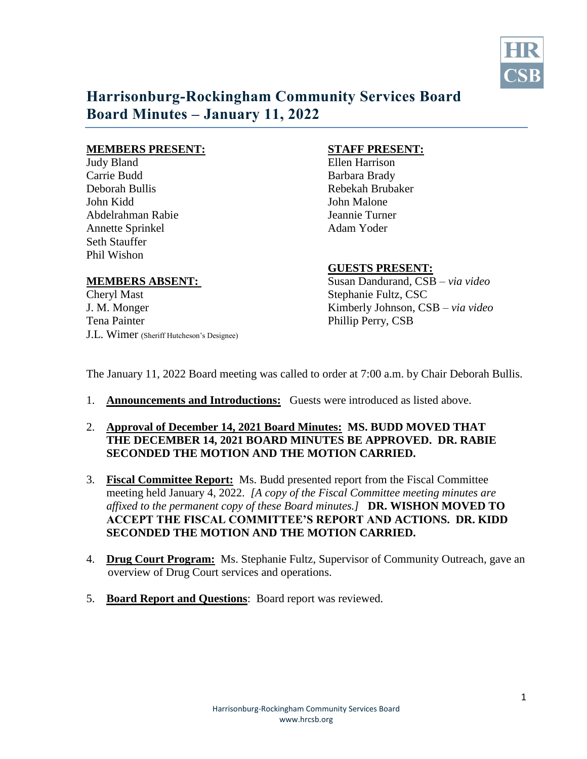# Harrisonburg-Rockingham Community Services Board
# Board Minutes – January 11, 2022

**MEMBERS PRESENT:**

Judy Bland
Carrie Budd
Deborah Bullis
John Kidd
Abdelrahman Rabie
Annette Sprinkel
Seth Stauffer
Phil Wishon

**MEMBERS ABSENT:**

Cheryl Mast
J. M. Monger
Tena Painter
J.L. Wimer (Sheriff Hutcheson's Designee)

**STAFF PRESENT:**

Ellen Harrison
Barbara Brady
Rebekah Brubaker
John Malone
Jeannie Turner
Adam Yoder

**GUESTS PRESENT:**

Susan Dandurand, CSB – *via video*
Stephanie Fultz, CSC
Kimberly Johnson, CSB – *via video*
Phillip Perry, CSB

The January 11, 2022 Board meeting was called to order at 7:00 a.m. by Chair Deborah Bullis.

1. **Announcements and Introductions:** Guests were introduced as listed above.

2. **Approval of December 14, 2021 Board Minutes:** **MS. BUDD MOVED THAT THE DECEMBER 14, 2021 BOARD MINUTES BE APPROVED. DR. RABIE SECONDED THE MOTION AND THE MOTION CARRIED.**

3. **Fiscal Committee Report:** Ms. Budd presented report from the Fiscal Committee meeting held January 4, 2022. *[A copy of the Fiscal Committee meeting minutes are affixed to the permanent copy of these Board minutes.]* **DR. WISHON MOVED TO ACCEPT THE FISCAL COMMITTEE'S REPORT AND ACTIONS. DR. KIDD SECONDED THE MOTION AND THE MOTION CARRIED.**

4. **Drug Court Program:** Ms. Stephanie Fultz, Supervisor of Community Outreach, gave an overview of Drug Court services and operations.

5. **Board Report and Questions**: Board report was reviewed.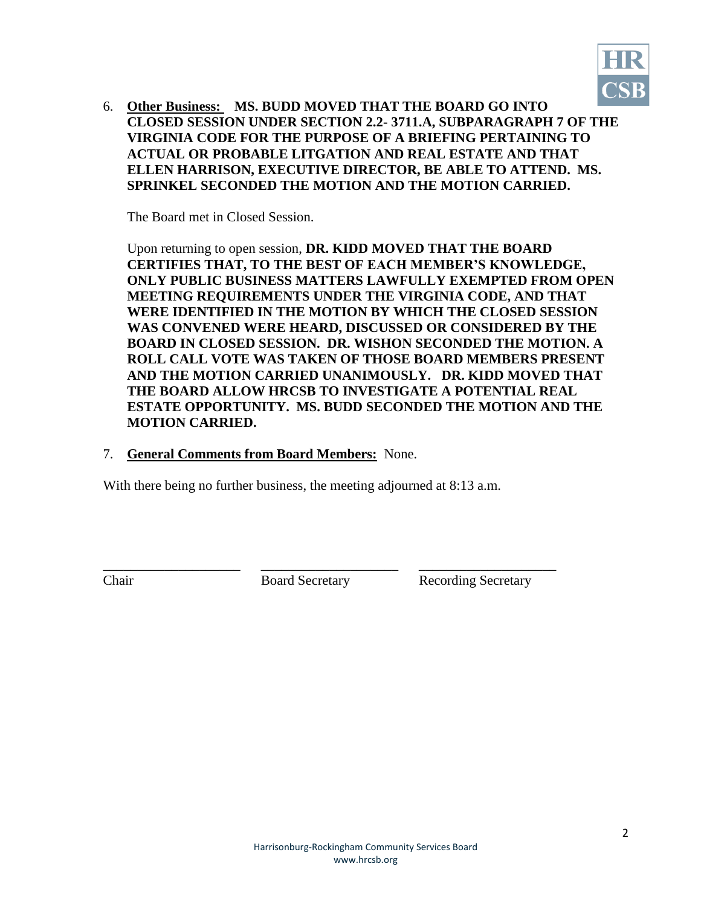6. **Other Business: MS. BUDD MOVED THAT THE BOARD GO INTO CLOSED SESSION UNDER SECTION 2.2- 3711.A, SUBPARAGRAPH 7 OF THE VIRGINIA CODE FOR THE PURPOSE OF A BRIEFING PERTAINING TO ACTUAL OR PROBABLE LITGATION AND REAL ESTATE AND THAT ELLEN HARRISON, EXECUTIVE DIRECTOR, BE ABLE TO ATTEND. MS. SPRINKEL SECONDED THE MOTION AND THE MOTION CARRIED.**

   The Board met in Closed Session.

   Upon returning to open session, **DR. KIDD MOVED THAT THE BOARD CERTIFIES THAT, TO THE BEST OF EACH MEMBER'S KNOWLEDGE, ONLY PUBLIC BUSINESS MATTERS LAWFULLY EXEMPTED FROM OPEN MEETING REQUIREMENTS UNDER THE VIRGINIA CODE, AND THAT WERE IDENTIFIED IN THE MOTION BY WHICH THE CLOSED SESSION WAS CONVENED WERE HEARD, DISCUSSED OR CONSIDERED BY THE BOARD IN CLOSED SESSION. DR. WISHON SECONDED THE MOTION. A ROLL CALL VOTE WAS TAKEN OF THOSE BOARD MEMBERS PRESENT AND THE MOTION CARRIED UNANIMOUSLY. DR. KIDD MOVED THAT THE BOARD ALLOW HRCSB TO INVESTIGATE A POTENTIAL REAL ESTATE OPPORTUNITY. MS. BUDD SECONDED THE MOTION AND THE MOTION CARRIED.**

7. **General Comments from Board Members:** None.

With there being no further business, the meeting adjourned at 8:13 a.m.

\_\_\_\_\_\_\_\_\_\_\_\_\_\_\_\_\_\_\_\_ \_\_\_\_\_\_\_\_\_\_\_\_\_\_\_\_\_\_\_\_ \_\_\_\_\_\_\_\_\_\_\_\_\_\_\_\_\_\_\_\_

Chair Board Secretary Recording Secretary